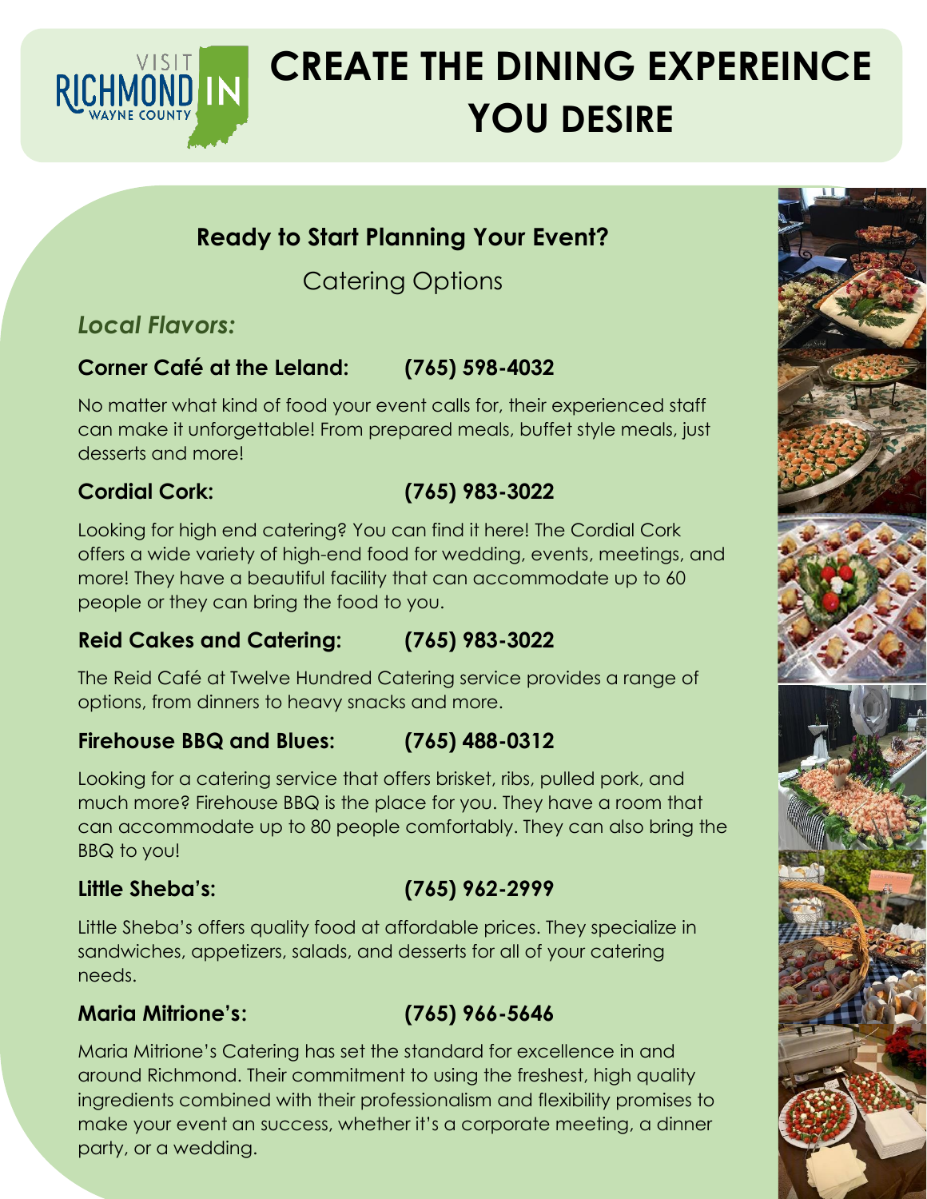VISIT RICHMOND IN WAYNE COUNTY

# CREATE THE DINING EXPEREINCE YOU DESIRE

## Ready to Start Planning Your Event?

Catering Options

### *Local Flavors:*

**Corner Café at the Leland: (765) 598-4032**

No matter what kind of food your event calls for, their experienced staff can make it unforgettable! From prepared meals, buffet style meals, just desserts and more!

**Cordial Cork: (765) 983-3022**

Looking for high end catering? You can find it here! The Cordial Cork offers a wide variety of high-end food for wedding, events, meetings, and more! They have a beautiful facility that can accommodate up to 60 people or they can bring the food to you.

**Reid Cakes and Catering: (765) 983-3022**

The Reid Café at Twelve Hundred Catering service provides a range of options, from dinners to heavy snacks and more.

**Firehouse BBQ and Blues: (765) 488-0312**

Looking for a catering service that offers brisket, ribs, pulled pork, and much more? Firehouse BBQ is the place for you. They have a room that can accommodate up to 80 people comfortably. They can also bring the BBQ to you!

**Little Sheba's: (765) 962-2999**

Little Sheba's offers quality food at affordable prices. They specialize in sandwiches, appetizers, salads, and desserts for all of your catering needs.

**Maria Mitrione's: (765) 966-5646**

Maria Mitrione's Catering has set the standard for excellence in and around Richmond. Their commitment to using the freshest, high quality ingredients combined with their professionalism and flexibility promises to make your event an success, whether it's a corporate meeting, a dinner party, or a wedding.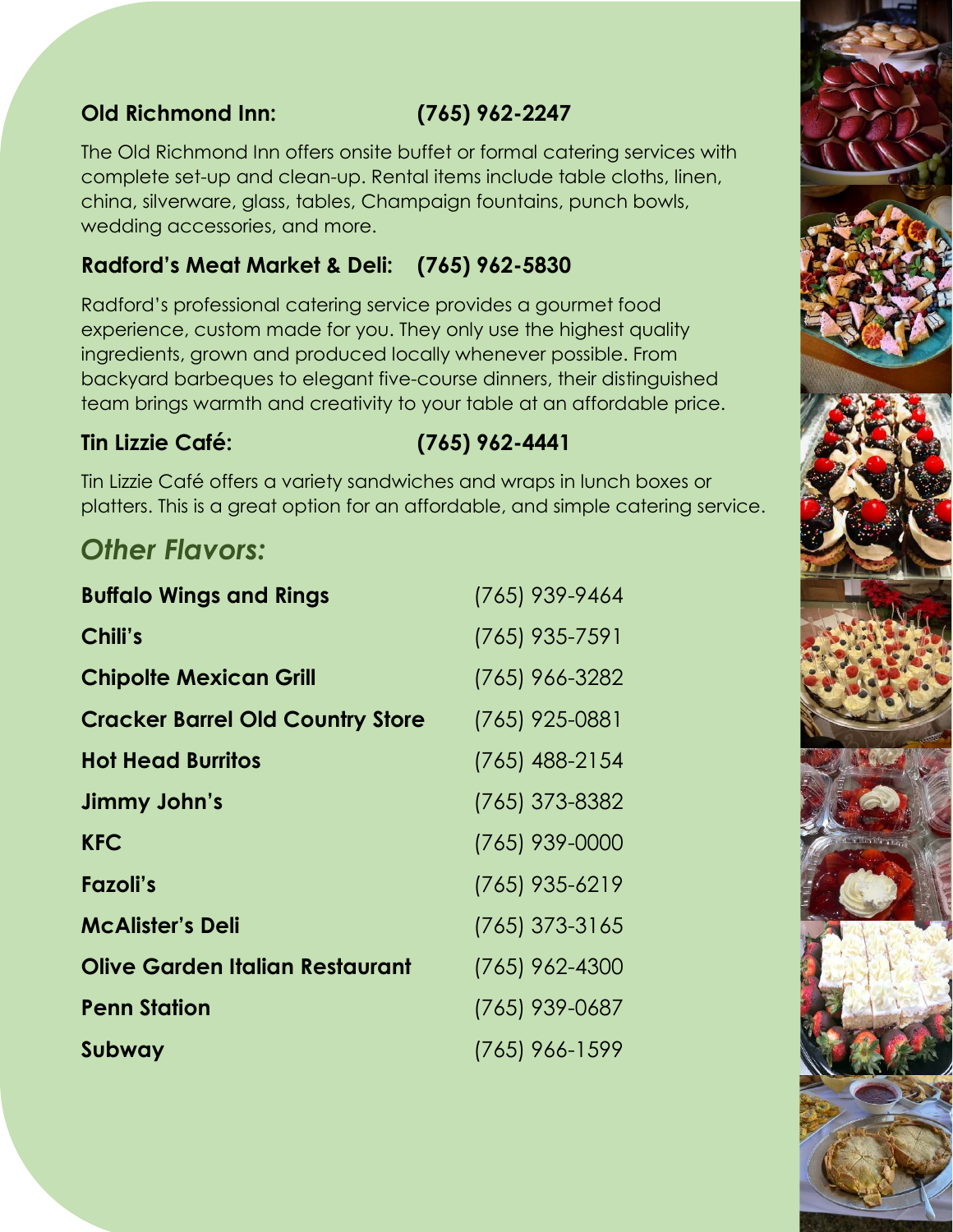**Old Richmond Inn:** **(765) 962-2247**

The Old Richmond Inn offers onsite buffet or formal catering services with complete set-up and clean-up. Rental items include table cloths, linen, china, silverware, glass, tables, Champaign fountains, punch bowls, wedding accessories, and more.

**Radford's Meat Market & Deli:** **(765) 962-5830**

Radford's professional catering service provides a gourmet food experience, custom made for you. They only use the highest quality ingredients, grown and produced locally whenever possible. From backyard barbeques to elegant five-course dinners, their distinguished team brings warmth and creativity to your table at an affordable price.

**Tin Lizzie Café:** **(765) 962-4441**

Tin Lizzie Café offers a variety sandwiches and wraps in lunch boxes or platters. This is a great option for an affordable, and simple catering service.

## *Other Flavors:*

| | |
|---|---|
| **Buffalo Wings and Rings** | (765) 939-9464 |
| **Chili's** | (765) 935-7591 |
| **Chipolte Mexican Grill** | (765) 966-3282 |
| **Cracker Barrel Old Country Store** | (765) 925-0881 |
| **Hot Head Burritos** | (765) 488-2154 |
| **Jimmy John's** | (765) 373-8382 |
| **KFC** | (765) 939-0000 |
| **Fazoli's** | (765) 935-6219 |
| **McAlister's Deli** | (765) 373-3165 |
| **Olive Garden Italian Restaurant** | (765) 962-4300 |
| **Penn Station** | (765) 939-0687 |
| **Subway** | (765) 966-1599 |